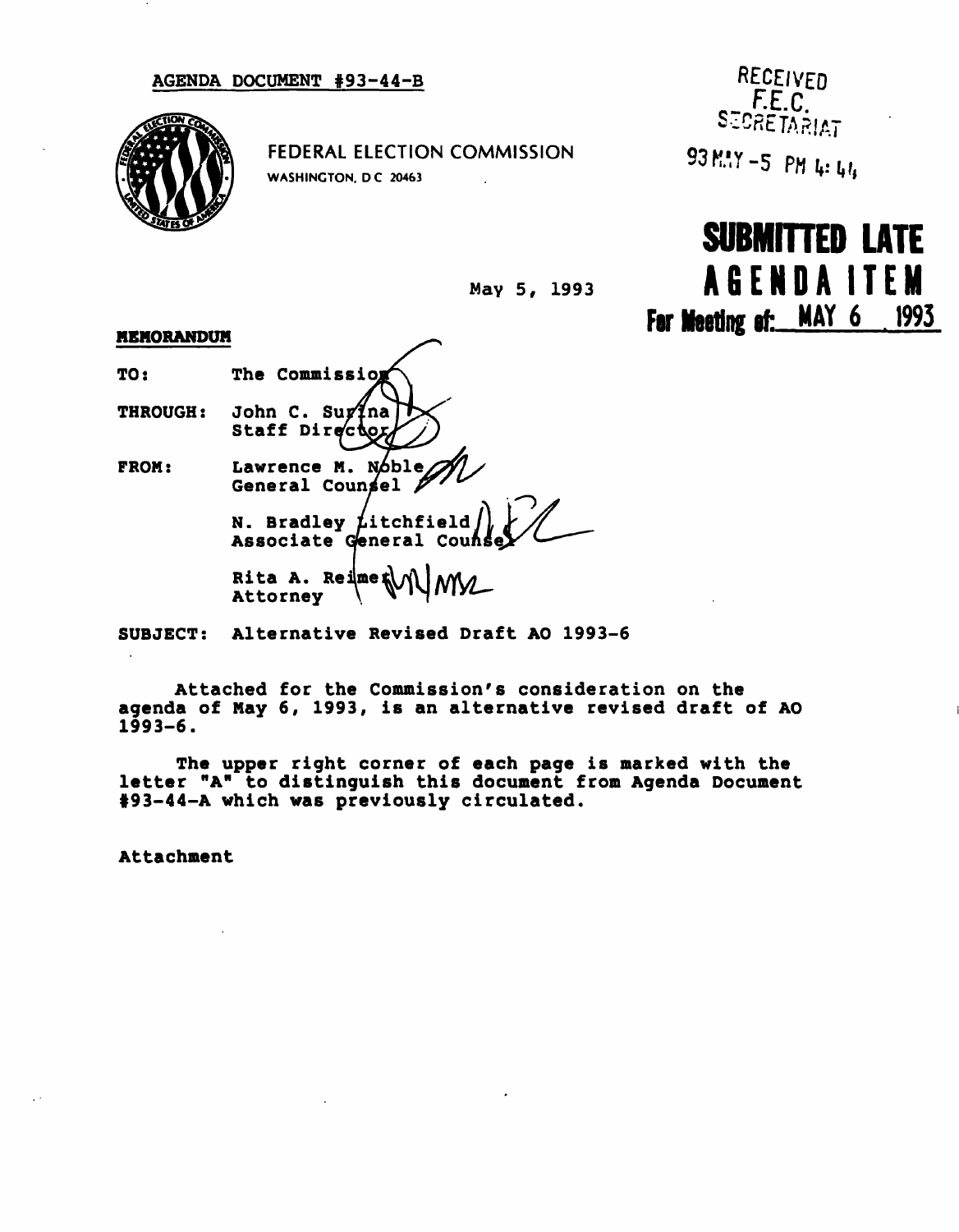AGENDA DOCUMENT #93-44-B

FEDERAL ELECTION COMMISSION
WASHINGTON, D C 20463

RECEIVED
F.E.C.
SECRETARIAT

93 MAY -5 PM 4:44

**SUBMITTED LATE AGENDA ITEM**
**For Meeting of: MAY 6 1993**

May 5, 1993

**MEMORANDUM**

TO: The Commission

THROUGH: John C. Surina
Staff Director

FROM: Lawrence M. Noble
General Counsel

N. Bradley Litchfield
Associate General Counsel

Rita A. Reimer
Attorney

SUBJECT: Alternative Revised Draft AO 1993-6

Attached for the Commission's consideration on the agenda of May 6, 1993, is an alternative revised draft of AO 1993-6.

The upper right corner of each page is marked with the letter "A" to distinguish this document from Agenda Document #93-44-A which was previously circulated.

Attachment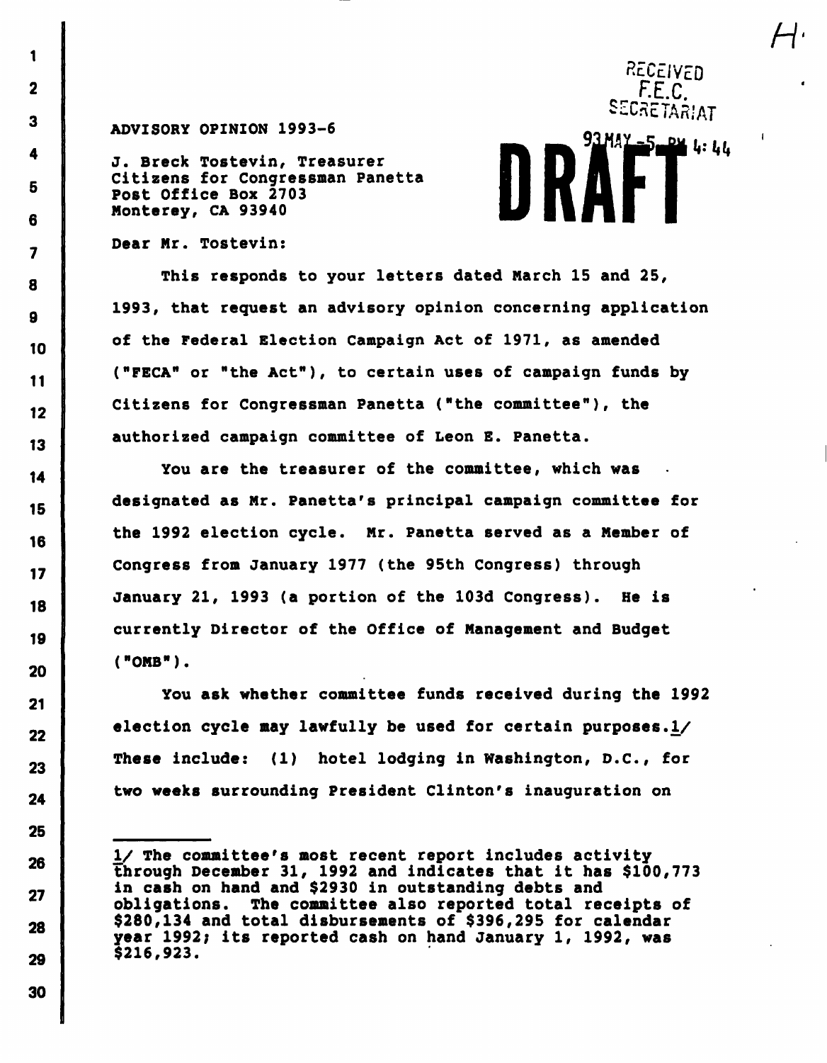RECEIVED
F.E.C.
SECRETARIAT

93 MAY -5 PM 4:44

DRAFT

ADVISORY OPINION 1993-6

J. Breck Tostevin, Treasurer
Citizens for Congressman Panetta
Post Office Box 2703
Monterey, CA 93940

Dear Mr. Tostevin:

This responds to your letters dated March 15 and 25, 1993, that request an advisory opinion concerning application of the Federal Election Campaign Act of 1971, as amended ("FECA" or "the Act"), to certain uses of campaign funds by Citizens for Congressman Panetta ("the committee"), the authorized campaign committee of Leon E. Panetta.

You are the treasurer of the committee, which was designated as Mr. Panetta's principal campaign committee for the 1992 election cycle. Mr. Panetta served as a Member of Congress from January 1977 (the 95th Congress) through January 21, 1993 (a portion of the 103d Congress). He is currently Director of the Office of Management and Budget ("OMB").

You ask whether committee funds received during the 1992 election cycle may lawfully be used for certain purposes.1/ These include: (1) hotel lodging in Washington, D.C., for two weeks surrounding President Clinton's inauguration on

---

1/ The committee's most recent report includes activity through December 31, 1992 and indicates that it has $100,773 in cash on hand and $2930 in outstanding debts and obligations. The committee also reported total receipts of $280,134 and total disbursements of $396,295 for calendar year 1992; its reported cash on hand January 1, 1992, was $216,923.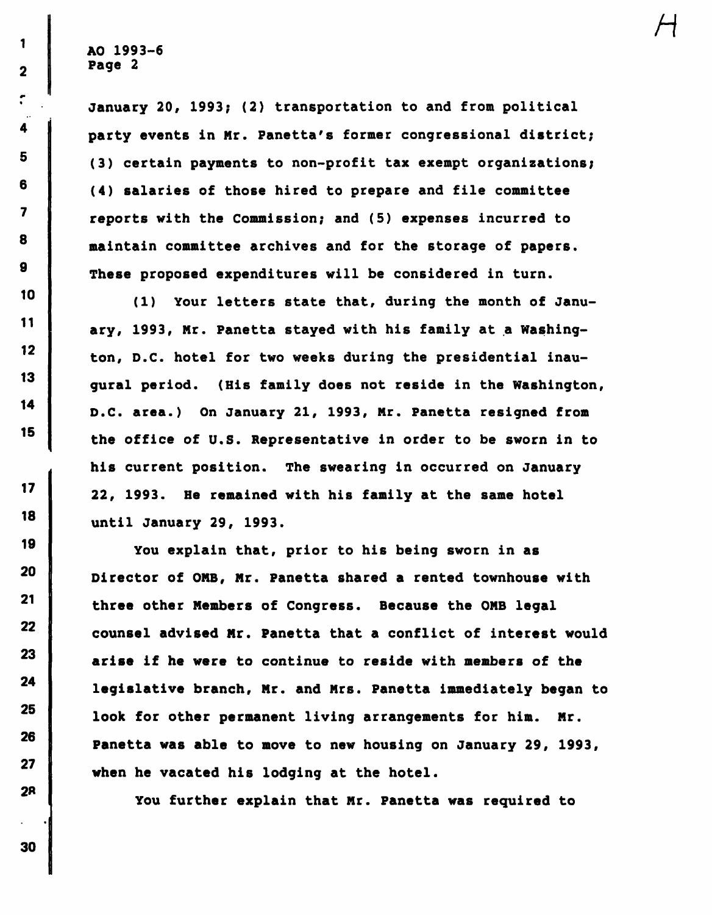January 20, 1993; (2) transportation to and from political party events in Mr. Panetta's former congressional district; (3) certain payments to non-profit tax exempt organizations; (4) salaries of those hired to prepare and file committee reports with the Commission; and (5) expenses incurred to maintain committee archives and for the storage of papers. These proposed expenditures will be considered in turn.

(1) Your letters state that, during the month of January, 1993, Mr. Panetta stayed with his family at a Washington, D.C. hotel for two weeks during the presidential inaugural period. (His family does not reside in the Washington, D.C. area.) On January 21, 1993, Mr. Panetta resigned from the office of U.S. Representative in order to be sworn in to his current position. The swearing in occurred on January 22, 1993. He remained with his family at the same hotel until January 29, 1993.

You explain that, prior to his being sworn in as Director of OMB, Mr. Panetta shared a rented townhouse with three other Members of Congress. Because the OMB legal counsel advised Mr. Panetta that a conflict of interest would arise if he were to continue to reside with members of the legislative branch, Mr. and Mrs. Panetta immediately began to look for other permanent living arrangements for him. Mr. Panetta was able to move to new housing on January 29, 1993, when he vacated his lodging at the hotel.

You further explain that Mr. Panetta was required to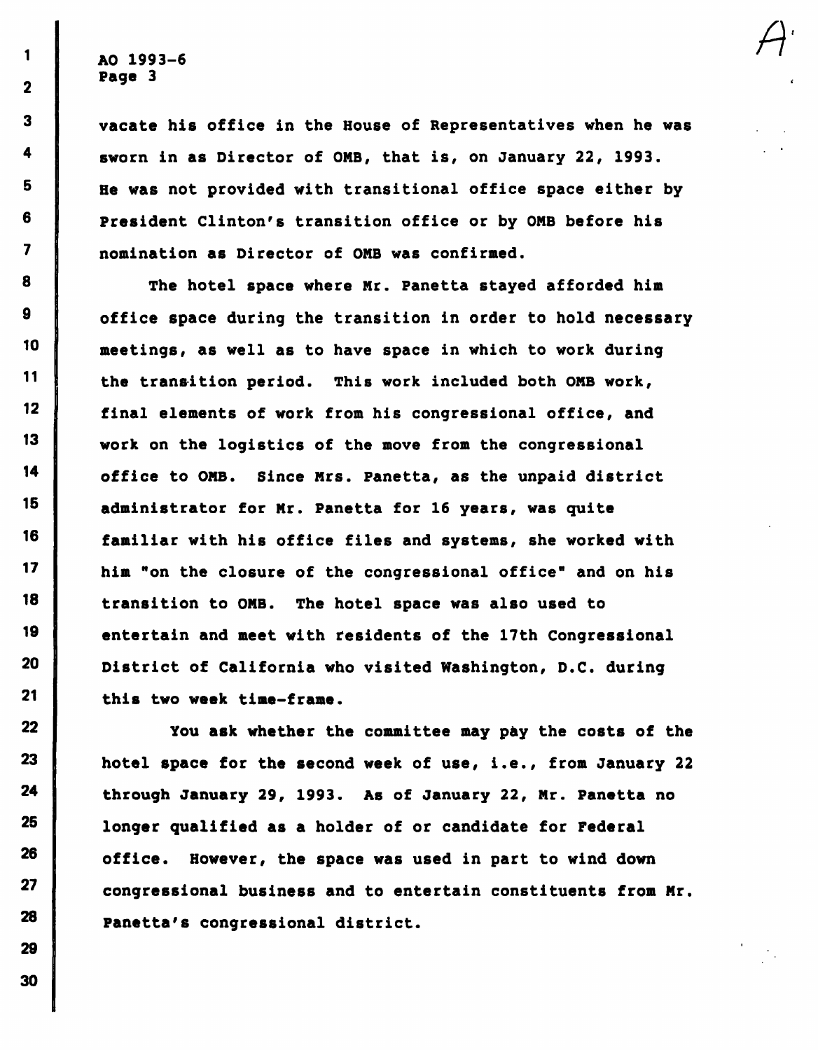vacate his office in the House of Representatives when he was sworn in as Director of OMB, that is, on January 22, 1993. He was not provided with transitional office space either by President Clinton's transition office or by OMB before his nomination as Director of OMB was confirmed.

The hotel space where Mr. Panetta stayed afforded him office space during the transition in order to hold necessary meetings, as well as to have space in which to work during the transition period. This work included both OMB work, final elements of work from his congressional office, and work on the logistics of the move from the congressional office to OMB. Since Mrs. Panetta, as the unpaid district administrator for Mr. Panetta for 16 years, was quite familiar with his office files and systems, she worked with him "on the closure of the congressional office" and on his transition to OMB. The hotel space was also used to entertain and meet with residents of the 17th Congressional District of California who visited Washington, D.C. during this two week time-frame.

You ask whether the committee may pay the costs of the hotel space for the second week of use, i.e., from January 22 through January 29, 1993. As of January 22, Mr. Panetta no longer qualified as a holder of or candidate for Federal office. However, the space was used in part to wind down congressional business and to entertain constituents from Mr. Panetta's congressional district.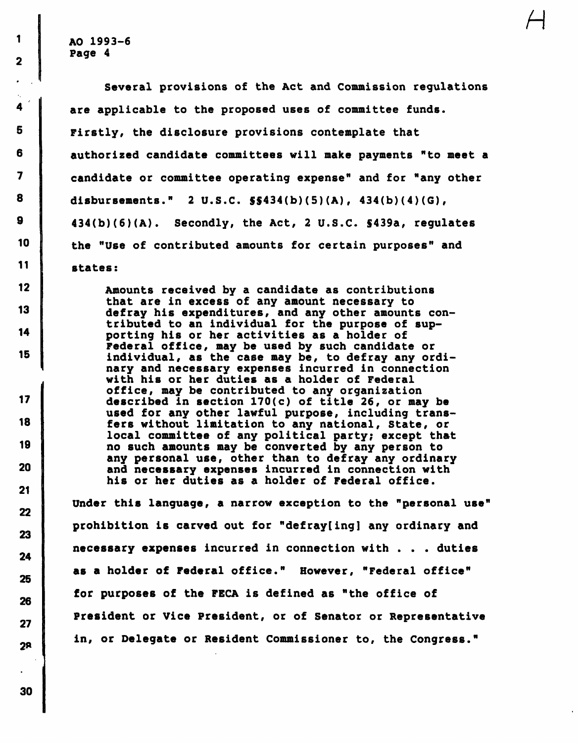Several provisions of the Act and Commission regulations are applicable to the proposed uses of committee funds. Firstly, the disclosure provisions contemplate that authorized candidate committees will make payments "to meet a candidate or committee operating expense" and for "any other disbursements." 2 U.S.C. §§434(b)(5)(A), 434(b)(4)(G), 434(b)(6)(A). Secondly, the Act, 2 U.S.C. §439a, regulates the "Use of contributed amounts for certain purposes" and states:

> Amounts received by a candidate as contributions that are in excess of any amount necessary to defray his expenditures, and any other amounts contributed to an individual for the purpose of supporting his or her activities as a holder of Federal office, may be used by such candidate or individual, as the case may be, to defray any ordinary and necessary expenses incurred in connection with his or her duties as a holder of Federal office, may be contributed to any organization described in section 170(c) of title 26, or may be used for any other lawful purpose, including transfers without limitation to any national, State, or local committee of any political party; except that no such amounts may be converted by any person to any personal use, other than to defray any ordinary and necessary expenses incurred in connection with his or her duties as a holder of Federal office.

Under this language, a narrow exception to the "personal use" prohibition is carved out for "defray[ing] any ordinary and necessary expenses incurred in connection with . . . duties as a holder of Federal office." However, "Federal office" for purposes of the FECA is defined as "the office of President or Vice President, or of Senator or Representative in, or Delegate or Resident Commissioner to, the Congress."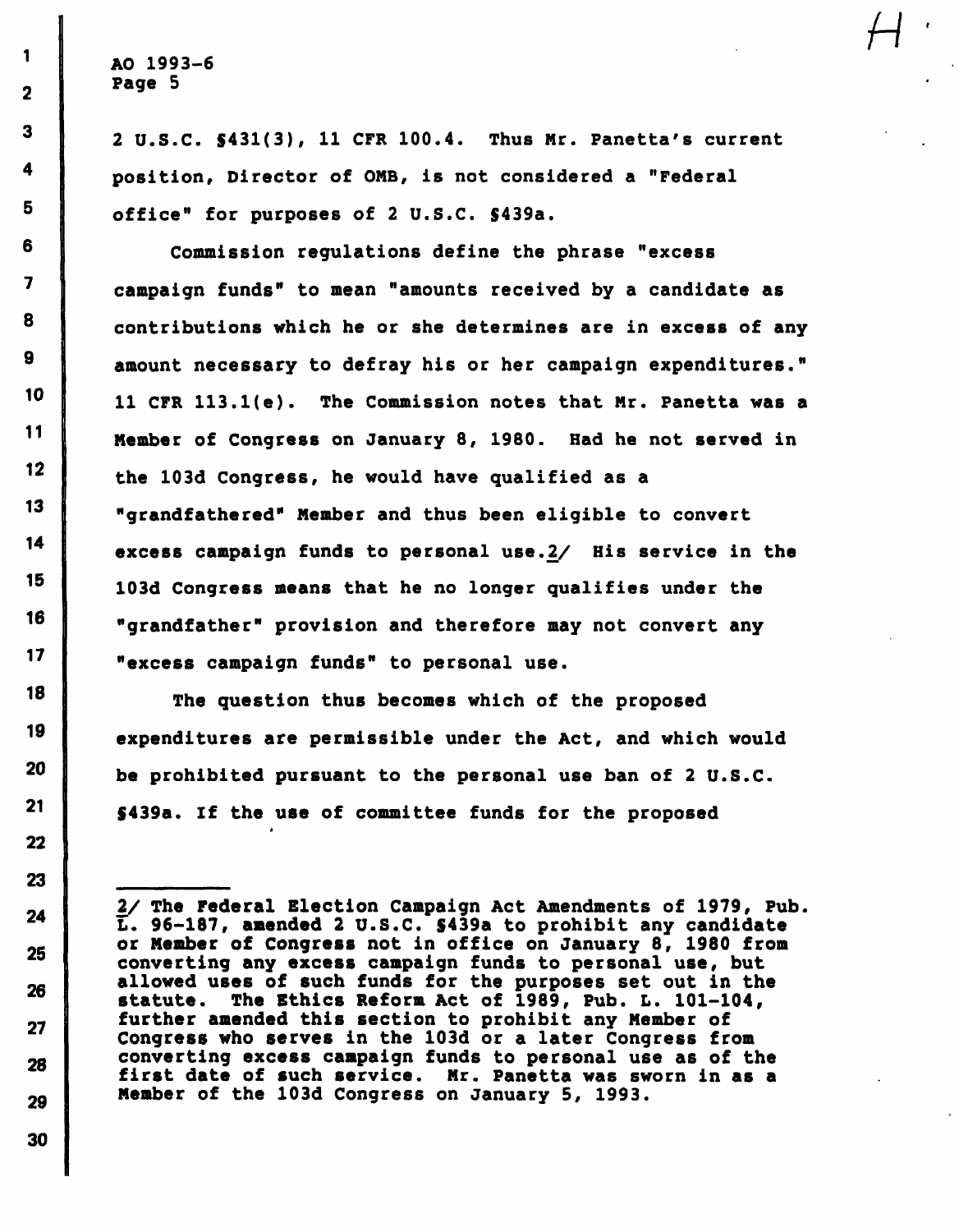2 U.S.C. §431(3), 11 CFR 100.4. Thus Mr. Panetta's current position, Director of OMB, is not considered a "Federal office" for purposes of 2 U.S.C. §439a.

Commission regulations define the phrase "excess campaign funds" to mean "amounts received by a candidate as contributions which he or she determines are in excess of any amount necessary to defray his or her campaign expenditures." 11 CFR 113.1(e). The Commission notes that Mr. Panetta was a Member of Congress on January 8, 1980. Had he not served in the 103d Congress, he would have qualified as a "grandfathered" Member and thus been eligible to convert excess campaign funds to personal use.2/ His service in the 103d Congress means that he no longer qualifies under the "grandfather" provision and therefore may not convert any "excess campaign funds" to personal use.

The question thus becomes which of the proposed expenditures are permissible under the Act, and which would be prohibited pursuant to the personal use ban of 2 U.S.C. §439a. If the use of committee funds for the proposed

---

2/ The Federal Election Campaign Act Amendments of 1979, Pub. L. 96-187, amended 2 U.S.C. §439a to prohibit any candidate or Member of Congress not in office on January 8, 1980 from converting any excess campaign funds to personal use, but allowed uses of such funds for the purposes set out in the statute. The Ethics Reform Act of 1989, Pub. L. 101-104, further amended this section to prohibit any Member of Congress who serves in the 103d or a later Congress from converting excess campaign funds to personal use as of the first date of such service. Mr. Panetta was sworn in as a Member of the 103d Congress on January 5, 1993.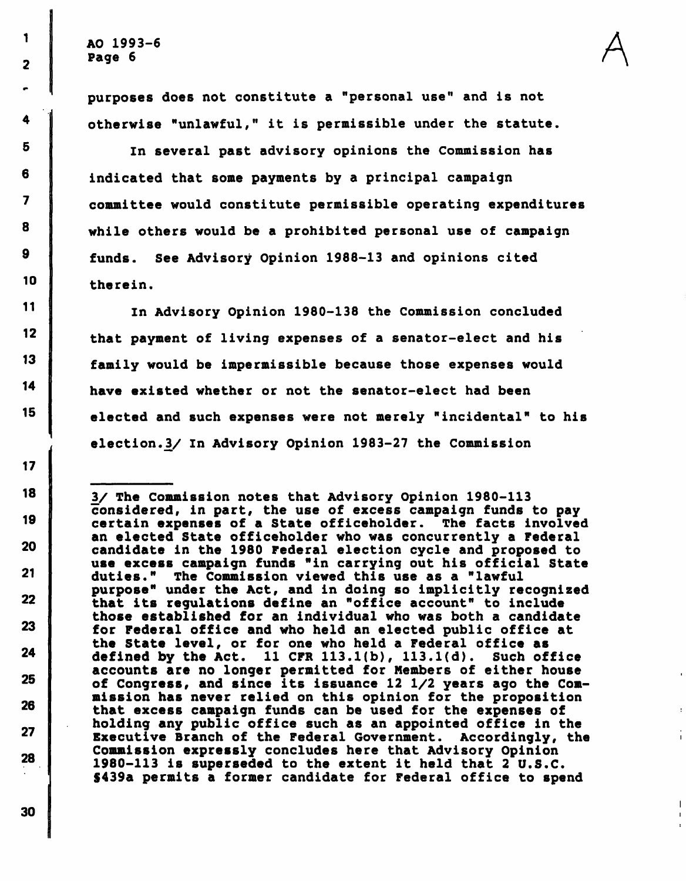purposes does not constitute a "personal use" and is not otherwise "unlawful," it is permissible under the statute.

In several past advisory opinions the Commission has indicated that some payments by a principal campaign committee would constitute permissible operating expenditures while others would be a prohibited personal use of campaign funds. See Advisory Opinion 1988-13 and opinions cited therein.

In Advisory Opinion 1980-138 the Commission concluded that payment of living expenses of a senator-elect and his family would be impermissible because those expenses would have existed whether or not the senator-elect had been elected and such expenses were not merely "incidental" to his election.3/ In Advisory Opinion 1983-27 the Commission

---

3/ The Commission notes that Advisory Opinion 1980-113 considered, in part, the use of excess campaign funds to pay certain expenses of a State officeholder. The facts involved an elected State officeholder who was concurrently a Federal candidate in the 1980 Federal election cycle and proposed to use excess campaign funds "in carrying out his official State duties." The Commission viewed this use as a "lawful purpose" under the Act, and in doing so implicitly recognized that its regulations define an "office account" to include those established for an individual who was both a candidate for Federal office and who held an elected public office at the State level, or for one who held a Federal office as defined by the Act. 11 CFR 113.1(b), 113.1(d). Such office accounts are no longer permitted for Members of either house of Congress, and since its issuance 12 1/2 years ago the Commission has never relied on this opinion for the proposition that excess campaign funds can be used for the expenses of holding any public office such as an appointed office in the Executive Branch of the Federal Government. Accordingly, the Commission expressly concludes here that Advisory Opinion 1980-113 is superseded to the extent it held that 2 U.S.C. §439a permits a former candidate for Federal office to spend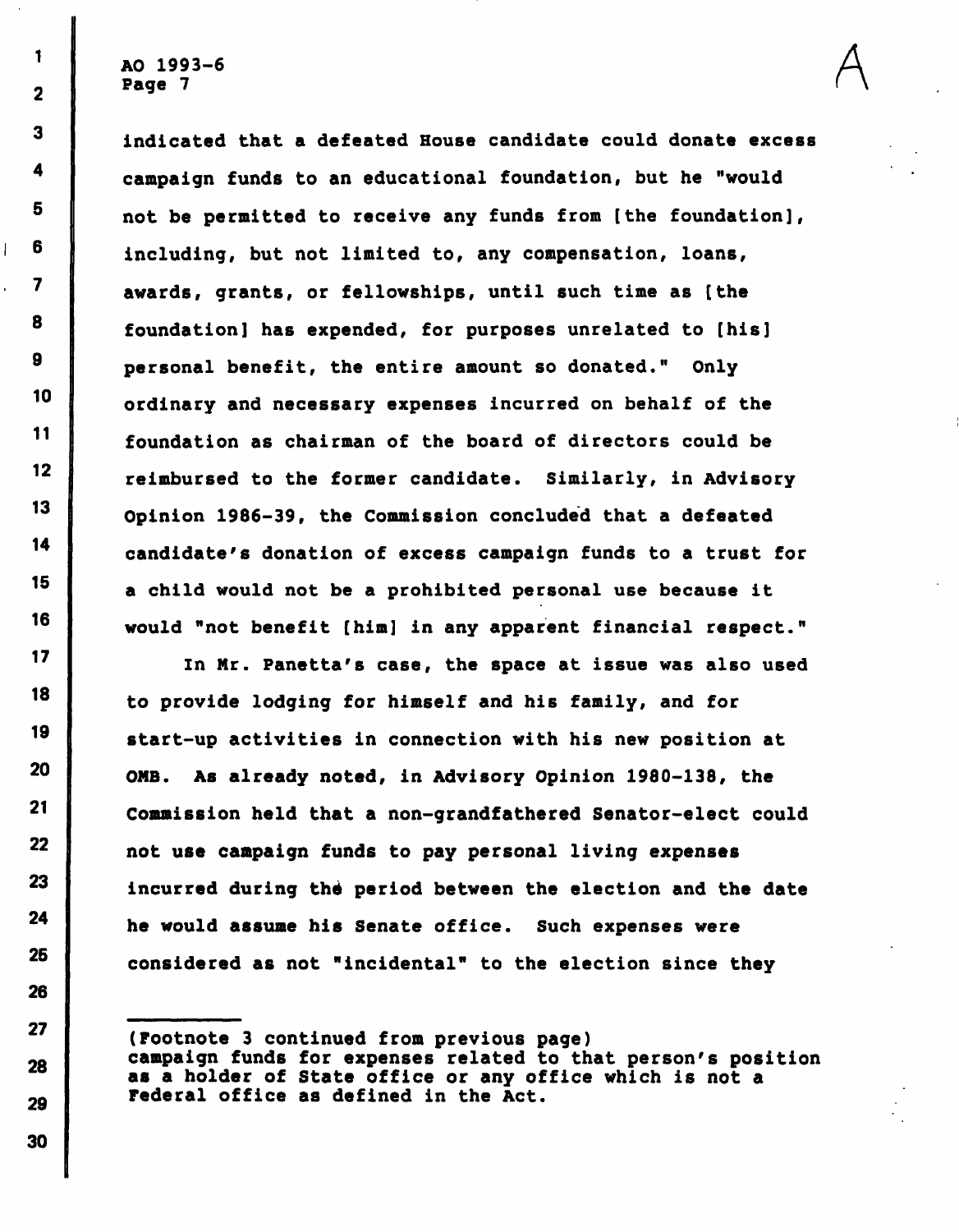indicated that a defeated House candidate could donate excess campaign funds to an educational foundation, but he "would not be permitted to receive any funds from [the foundation], including, but not limited to, any compensation, loans, awards, grants, or fellowships, until such time as [the foundation] has expended, for purposes unrelated to [his] personal benefit, the entire amount so donated." Only ordinary and necessary expenses incurred on behalf of the foundation as chairman of the board of directors could be reimbursed to the former candidate. Similarly, in Advisory Opinion 1986-39, the Commission concluded that a defeated candidate's donation of excess campaign funds to a trust for a child would not be a prohibited personal use because it would "not benefit [him] in any apparent financial respect."

In Mr. Panetta's case, the space at issue was also used to provide lodging for himself and his family, and for start-up activities in connection with his new position at OMB. As already noted, in Advisory Opinion 1980-138, the Commission held that a non-grandfathered Senator-elect could not use campaign funds to pay personal living expenses incurred during the period between the election and the date he would assume his Senate office. Such expenses were considered as not "incidental" to the election since they

---

(Footnote 3 continued from previous page)
campaign funds for expenses related to that person's position as a holder of State office or any office which is not a Federal office as defined in the Act.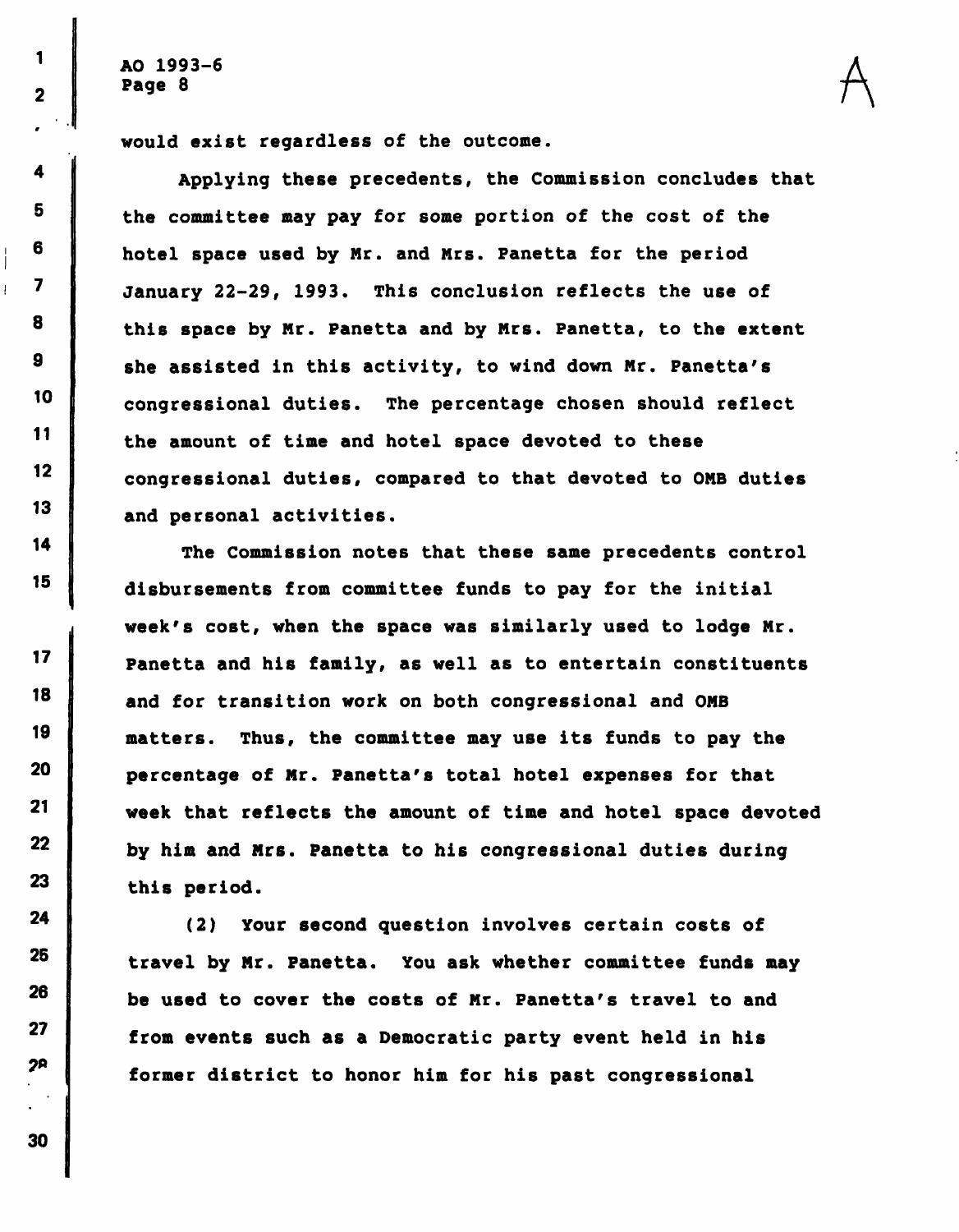would exist regardless of the outcome.

Applying these precedents, the Commission concludes that the committee may pay for some portion of the cost of the hotel space used by Mr. and Mrs. Panetta for the period January 22-29, 1993. This conclusion reflects the use of this space by Mr. Panetta and by Mrs. Panetta, to the extent she assisted in this activity, to wind down Mr. Panetta's congressional duties. The percentage chosen should reflect the amount of time and hotel space devoted to these congressional duties, compared to that devoted to OMB duties and personal activities.

The Commission notes that these same precedents control disbursements from committee funds to pay for the initial week's cost, when the space was similarly used to lodge Mr. Panetta and his family, as well as to entertain constituents and for transition work on both congressional and OMB matters. Thus, the committee may use its funds to pay the percentage of Mr. Panetta's total hotel expenses for that week that reflects the amount of time and hotel space devoted by him and Mrs. Panetta to his congressional duties during this period.

(2) Your second question involves certain costs of travel by Mr. Panetta. You ask whether committee funds may be used to cover the costs of Mr. Panetta's travel to and from events such as a Democratic party event held in his former district to honor him for his past congressional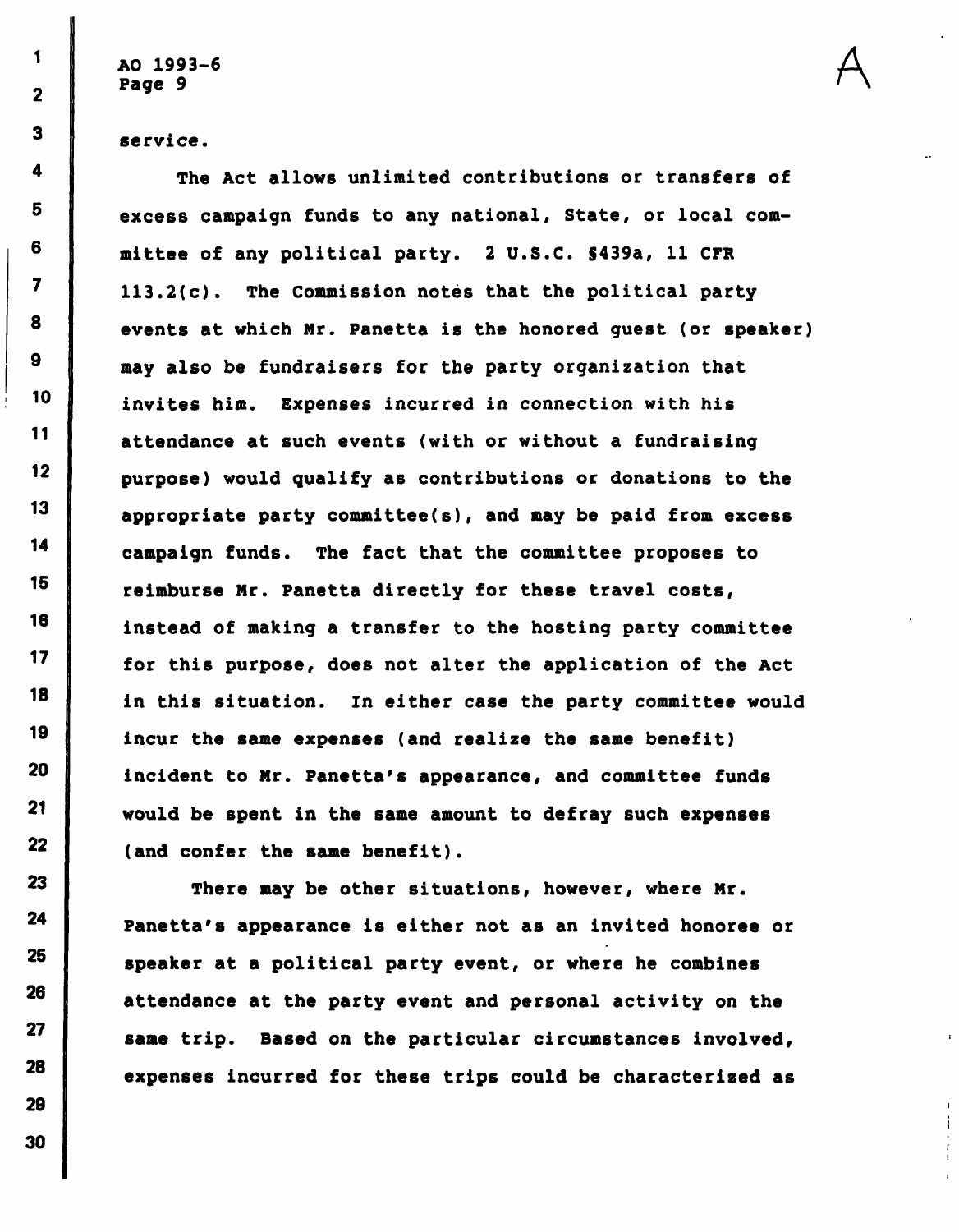service.

The Act allows unlimited contributions or transfers of excess campaign funds to any national, State, or local committee of any political party. 2 U.S.C. §439a, 11 CFR 113.2(c). The Commission notes that the political party events at which Mr. Panetta is the honored guest (or speaker) may also be fundraisers for the party organization that invites him. Expenses incurred in connection with his attendance at such events (with or without a fundraising purpose) would qualify as contributions or donations to the appropriate party committee(s), and may be paid from excess campaign funds. The fact that the committee proposes to reimburse Mr. Panetta directly for these travel costs, instead of making a transfer to the hosting party committee for this purpose, does not alter the application of the Act in this situation. In either case the party committee would incur the same expenses (and realize the same benefit) incident to Mr. Panetta's appearance, and committee funds would be spent in the same amount to defray such expenses (and confer the same benefit).

There may be other situations, however, where Mr. Panetta's appearance is either not as an invited honoree or speaker at a political party event, or where he combines attendance at the party event and personal activity on the same trip. Based on the particular circumstances involved, expenses incurred for these trips could be characterized as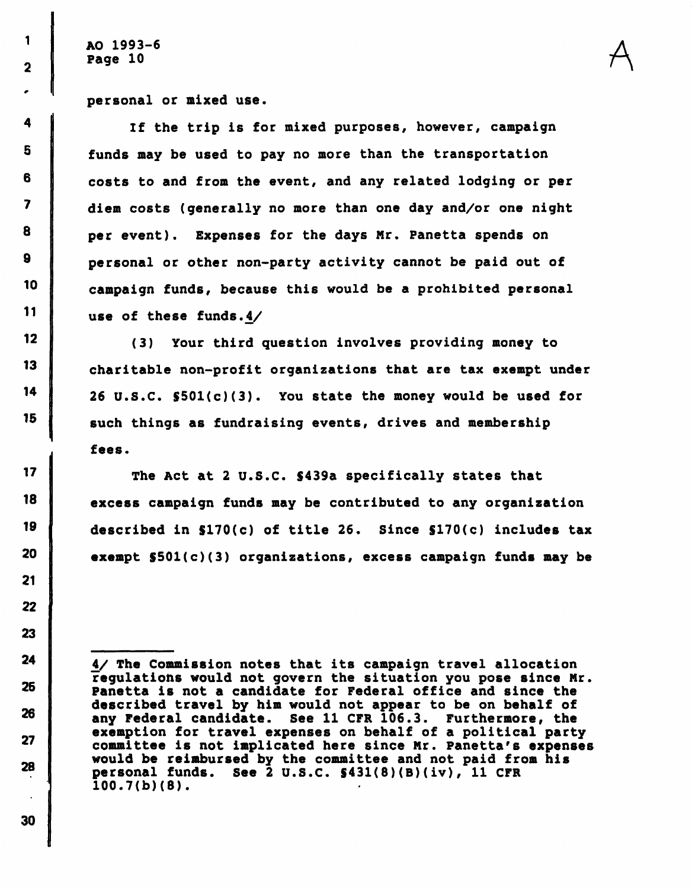personal or mixed use.

If the trip is for mixed purposes, however, campaign funds may be used to pay no more than the transportation costs to and from the event, and any related lodging or per diem costs (generally no more than one day and/or one night per event). Expenses for the days Mr. Panetta spends on personal or other non-party activity cannot be paid out of campaign funds, because this would be a prohibited personal use of these funds.4/

(3) Your third question involves providing money to charitable non-profit organizations that are tax exempt under 26 U.S.C. §501(c)(3). You state the money would be used for such things as fundraising events, drives and membership fees.

The Act at 2 U.S.C. §439a specifically states that excess campaign funds may be contributed to any organization described in §170(c) of title 26. Since §170(c) includes tax exempt §501(c)(3) organizations, excess campaign funds may be

---

4/ The Commission notes that its campaign travel allocation regulations would not govern the situation you pose since Mr. Panetta is not a candidate for Federal office and since the described travel by him would not appear to be on behalf of any Federal candidate. See 11 CFR 106.3. Furthermore, the exemption for travel expenses on behalf of a political party committee is not implicated here since Mr. Panetta's expenses would be reimbursed by the committee and not paid from his personal funds. See 2 U.S.C. §431(8)(B)(iv), 11 CFR 100.7(b)(8).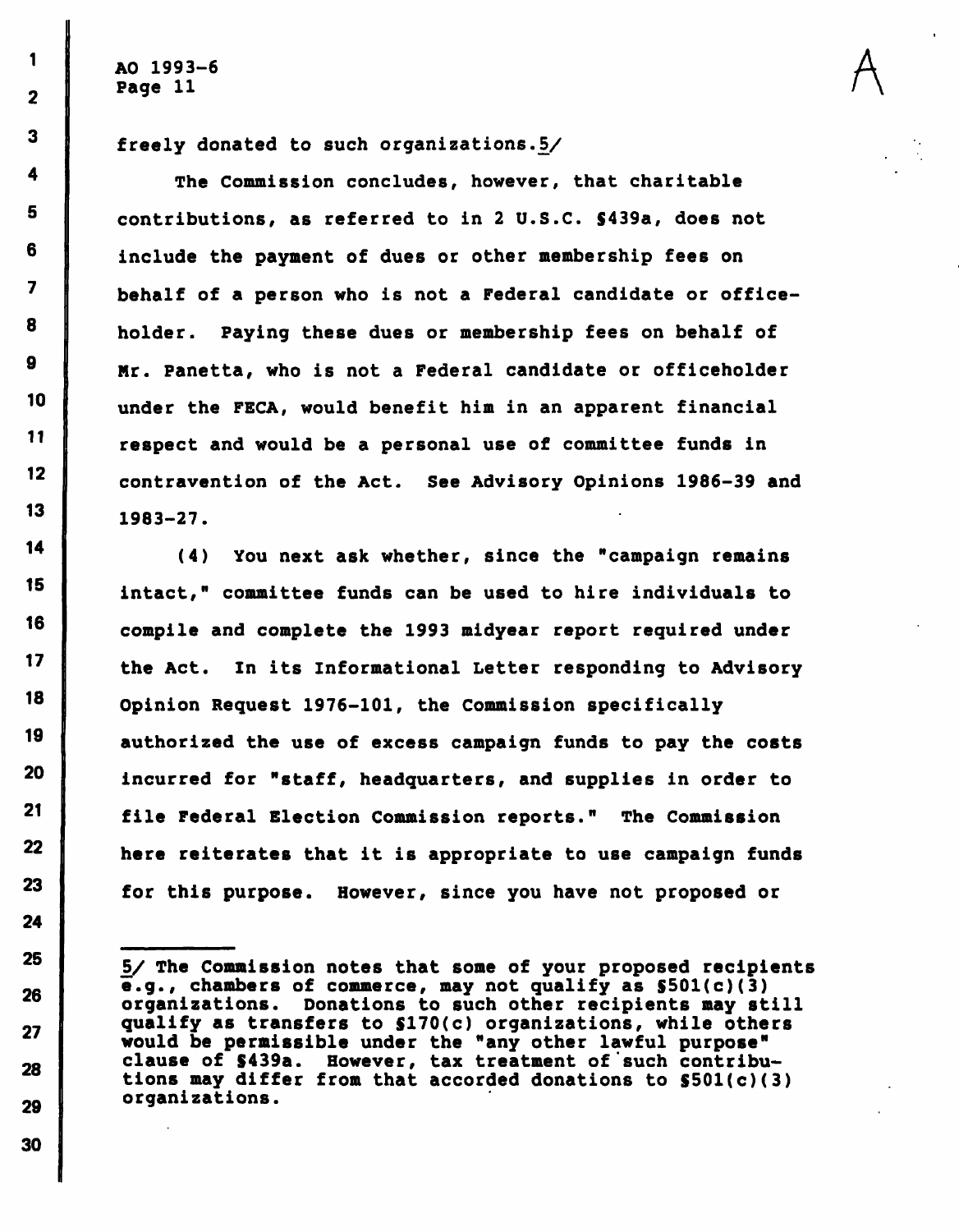freely donated to such organizations.5/

The Commission concludes, however, that charitable contributions, as referred to in 2 U.S.C. §439a, does not include the payment of dues or other membership fees on behalf of a person who is not a Federal candidate or officeholder. Paying these dues or membership fees on behalf of Mr. Panetta, who is not a Federal candidate or officeholder under the FECA, would benefit him in an apparent financial respect and would be a personal use of committee funds in contravention of the Act. See Advisory Opinions 1986-39 and 1983-27.

(4) You next ask whether, since the "campaign remains intact," committee funds can be used to hire individuals to compile and complete the 1993 midyear report required under the Act. In its Informational Letter responding to Advisory Opinion Request 1976-101, the Commission specifically authorized the use of excess campaign funds to pay the costs incurred for "staff, headquarters, and supplies in order to file Federal Election Commission reports." The Commission here reiterates that it is appropriate to use campaign funds for this purpose. However, since you have not proposed or

---

5/ The Commission notes that some of your proposed recipients e.g., chambers of commerce, may not qualify as §501(c)(3) organizations. Donations to such other recipients may still qualify as transfers to §170(c) organizations, while others would be permissible under the "any other lawful purpose" clause of §439a. However, tax treatment of such contributions may differ from that accorded donations to §501(c)(3) organizations.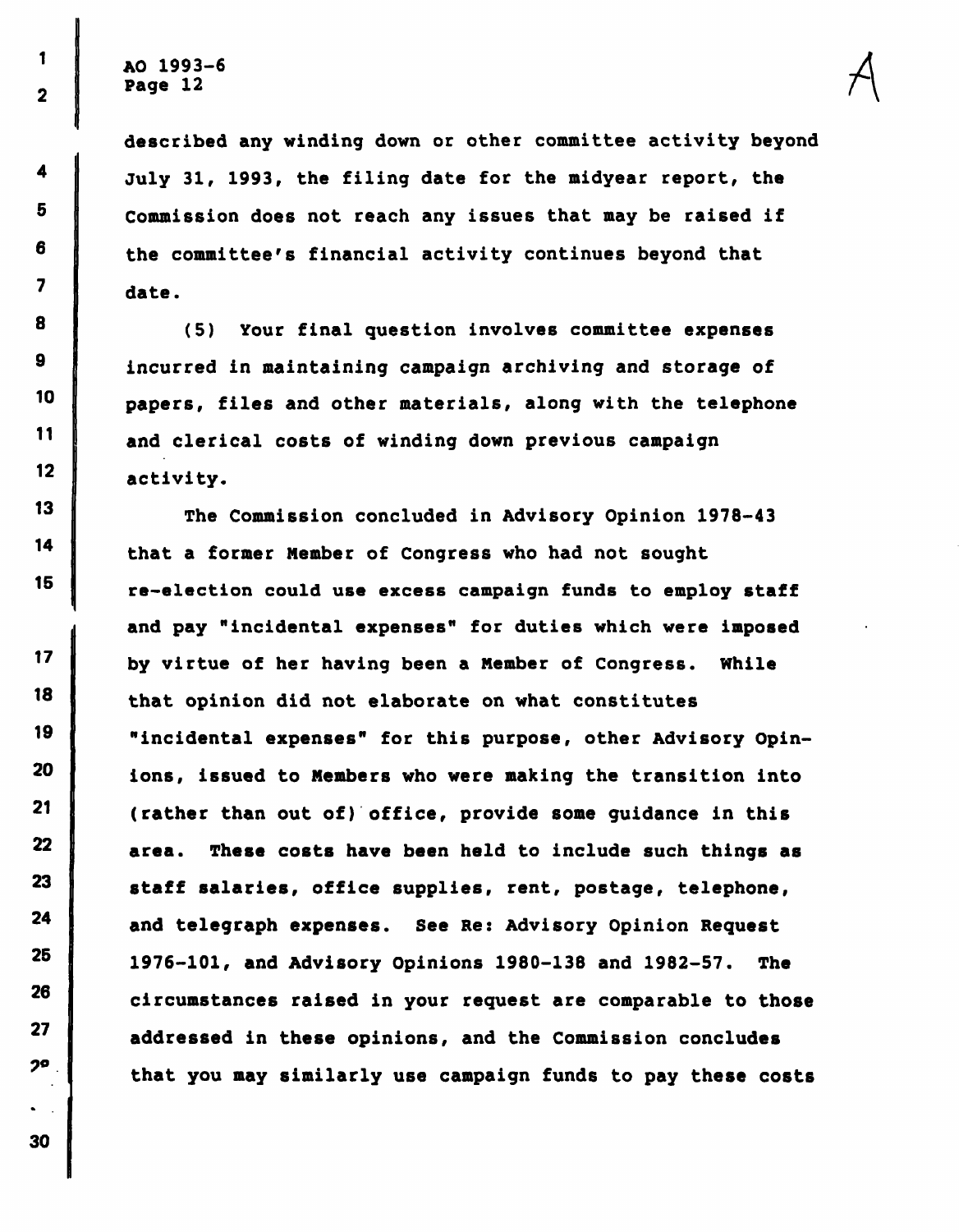described any winding down or other committee activity beyond July 31, 1993, the filing date for the midyear report, the Commission does not reach any issues that may be raised if the committee's financial activity continues beyond that date.

(5) Your final question involves committee expenses incurred in maintaining campaign archiving and storage of papers, files and other materials, along with the telephone and clerical costs of winding down previous campaign activity.

The Commission concluded in Advisory Opinion 1978-43 that a former Member of Congress who had not sought re-election could use excess campaign funds to employ staff and pay "incidental expenses" for duties which were imposed by virtue of her having been a Member of Congress. While that opinion did not elaborate on what constitutes "incidental expenses" for this purpose, other Advisory Opinions, issued to Members who were making the transition into (rather than out of) office, provide some guidance in this area. These costs have been held to include such things as staff salaries, office supplies, rent, postage, telephone, and telegraph expenses. See Re: Advisory Opinion Request 1976-101, and Advisory Opinions 1980-138 and 1982-57. The circumstances raised in your request are comparable to those addressed in these opinions, and the Commission concludes that you may similarly use campaign funds to pay these costs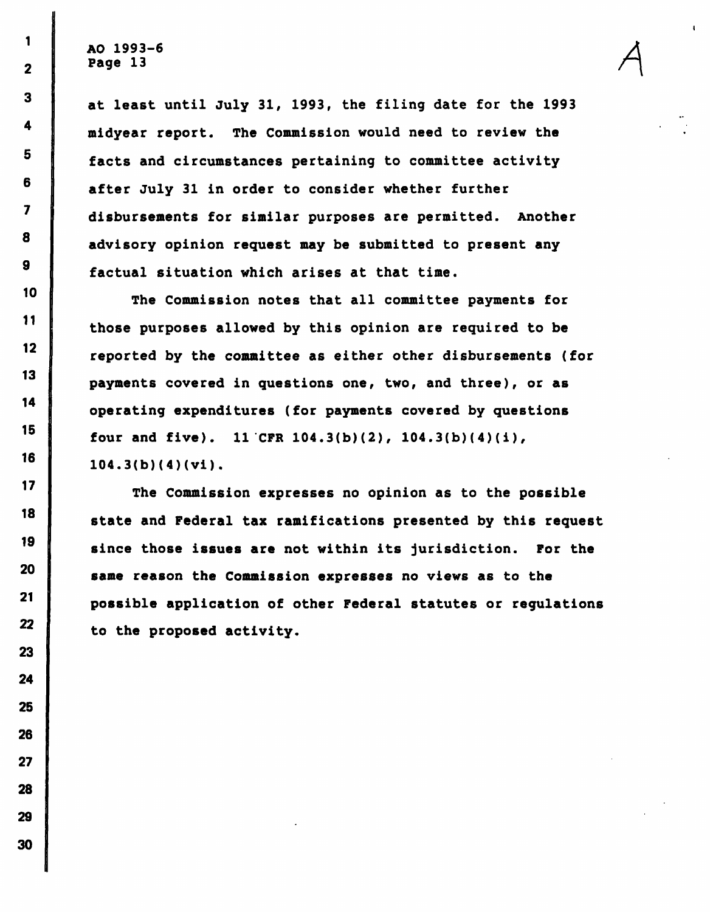at least until July 31, 1993, the filing date for the 1993 midyear report. The Commission would need to review the facts and circumstances pertaining to committee activity after July 31 in order to consider whether further disbursements for similar purposes are permitted. Another advisory opinion request may be submitted to present any factual situation which arises at that time.

The Commission notes that all committee payments for those purposes allowed by this opinion are required to be reported by the committee as either other disbursements (for payments covered in questions one, two, and three), or as operating expenditures (for payments covered by questions four and five). 11 CFR 104.3(b)(2), 104.3(b)(4)(i), 104.3(b)(4)(vi).

The Commission expresses no opinion as to the possible state and Federal tax ramifications presented by this request since those issues are not within its jurisdiction. For the same reason the Commission expresses no views as to the possible application of other Federal statutes or regulations to the proposed activity.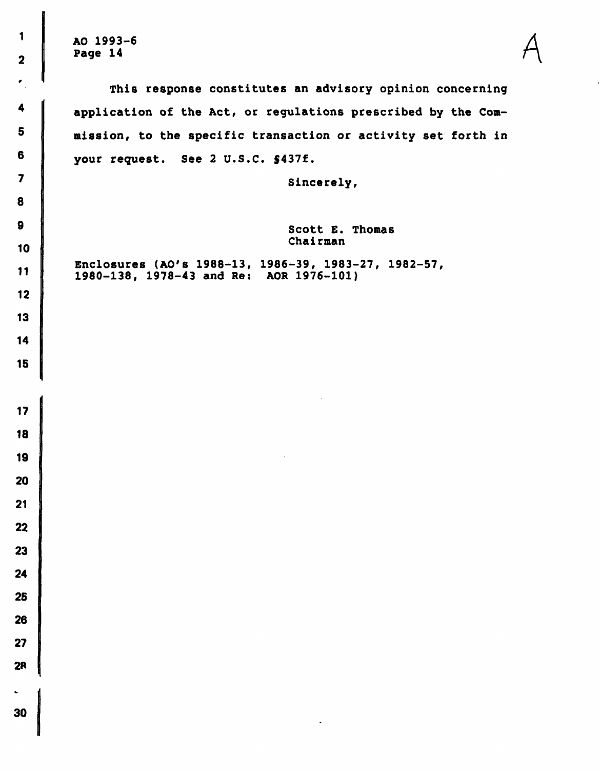This response constitutes an advisory opinion concerning application of the Act, or regulations prescribed by the Commission, to the specific transaction or activity set forth in your request. See 2 U.S.C. §437f.

Sincerely,

Scott E. Thomas
Chairman

Enclosures (AO's 1988-13, 1986-39, 1983-27, 1982-57, 1980-138, 1978-43 and Re: AOR 1976-101)